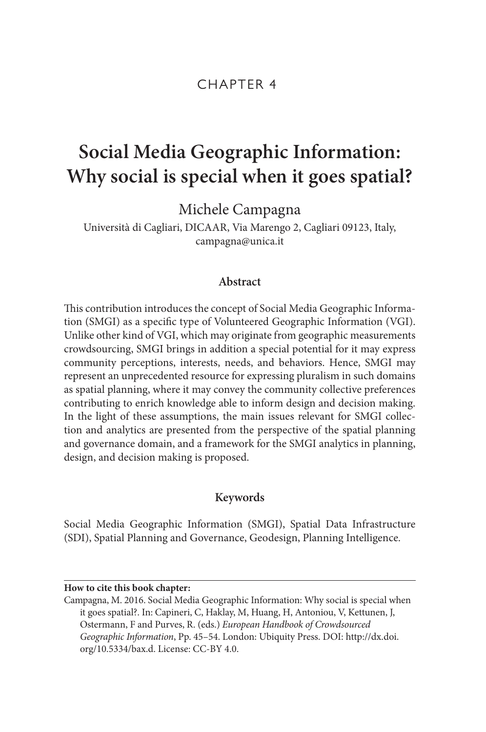CHAPTER 4

# Social Media Geographic Information: Why social is special when it goes spatial?

Michele Campagna

Università di Cagliari, DICAAR, Via Marengo 2, Cagliari 09123, Italy, campagna@unica.it

### Abstract

This contribution introduces the concept of Social Media Geographic Information (SMGI) as a specific type of Volunteered Geographic Information (VGI). Unlike other kind of VGI, which may originate from geographic measurements crowdsourcing, SMGI brings in addition a special potential for it may express community perceptions, interests, needs, and behaviors. Hence, SMGI may represent an unprecedented resource for expressing pluralism in such domains as spatial planning, where it may convey the community collective preferences contributing to enrich knowledge able to inform design and decision making. In the light of these assumptions, the main issues relevant for SMGI collection and analytics are presented from the perspective of the spatial planning and governance domain, and a framework for the SMGI analytics in planning, design, and decision making is proposed.

### Keywords

Social Media Geographic Information (SMGI), Spatial Data Infrastructure (SDI), Spatial Planning and Governance, Geodesign, Planning Intelligence.

**How to cite this book chapter:**

Campagna, M. 2016. Social Media Geographic Information: Why social is special when it goes spatial?. In: Capineri, C, Haklay, M, Huang, H, Antoniou, V, Kettunen, J, Ostermann, F and Purves, R. (eds.) *European Handbook of Crowdsourced Geographic Information*, Pp. 45–54. London: Ubiquity Press. DOI: http://dx.doi.org/10.5334/bax.d. License: CC-BY 4.0.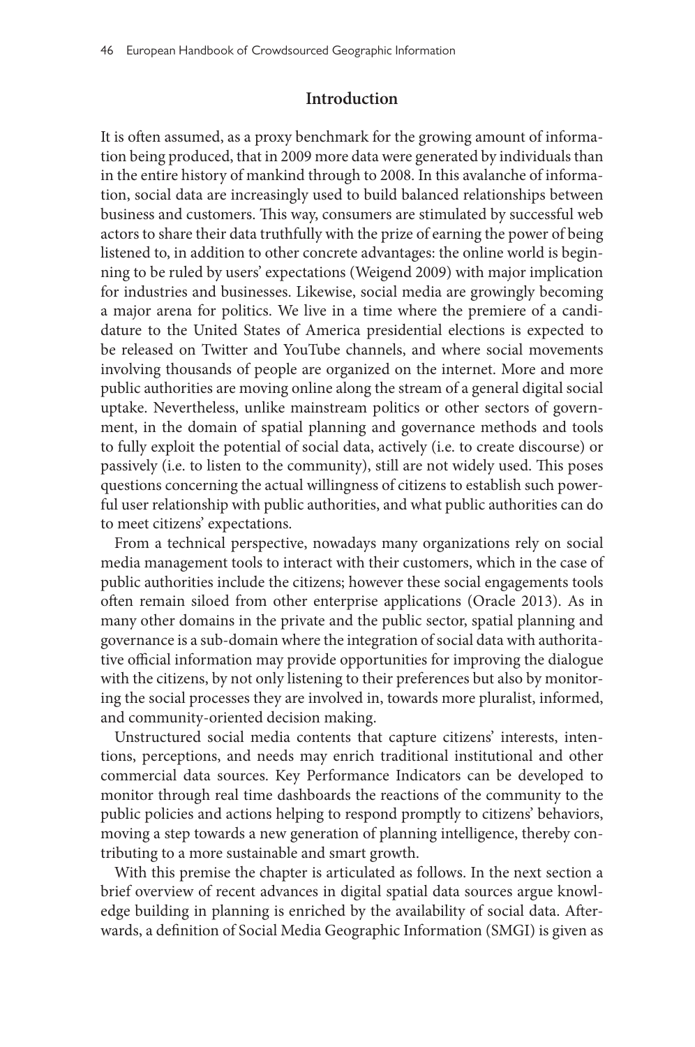## Introduction

It is often assumed, as a proxy benchmark for the growing amount of information being produced, that in 2009 more data were generated by individuals than in the entire history of mankind through to 2008. In this avalanche of information, social data are increasingly used to build balanced relationships between business and customers. This way, consumers are stimulated by successful web actors to share their data truthfully with the prize of earning the power of being listened to, in addition to other concrete advantages: the online world is beginning to be ruled by users' expectations (Weigend 2009) with major implication for industries and businesses. Likewise, social media are growingly becoming a major arena for politics. We live in a time where the premiere of a candidature to the United States of America presidential elections is expected to be released on Twitter and YouTube channels, and where social movements involving thousands of people are organized on the internet. More and more public authorities are moving online along the stream of a general digital social uptake. Nevertheless, unlike mainstream politics or other sectors of government, in the domain of spatial planning and governance methods and tools to fully exploit the potential of social data, actively (i.e. to create discourse) or passively (i.e. to listen to the community), still are not widely used. This poses questions concerning the actual willingness of citizens to establish such powerful user relationship with public authorities, and what public authorities can do to meet citizens' expectations.

From a technical perspective, nowadays many organizations rely on social media management tools to interact with their customers, which in the case of public authorities include the citizens; however these social engagements tools often remain siloed from other enterprise applications (Oracle 2013). As in many other domains in the private and the public sector, spatial planning and governance is a sub-domain where the integration of social data with authoritative official information may provide opportunities for improving the dialogue with the citizens, by not only listening to their preferences but also by monitoring the social processes they are involved in, towards more pluralist, informed, and community-oriented decision making.

Unstructured social media contents that capture citizens' interests, intentions, perceptions, and needs may enrich traditional institutional and other commercial data sources. Key Performance Indicators can be developed to monitor through real time dashboards the reactions of the community to the public policies and actions helping to respond promptly to citizens' behaviors, moving a step towards a new generation of planning intelligence, thereby contributing to a more sustainable and smart growth.

With this premise the chapter is articulated as follows. In the next section a brief overview of recent advances in digital spatial data sources argue knowledge building in planning is enriched by the availability of social data. Afterwards, a definition of Social Media Geographic Information (SMGI) is given as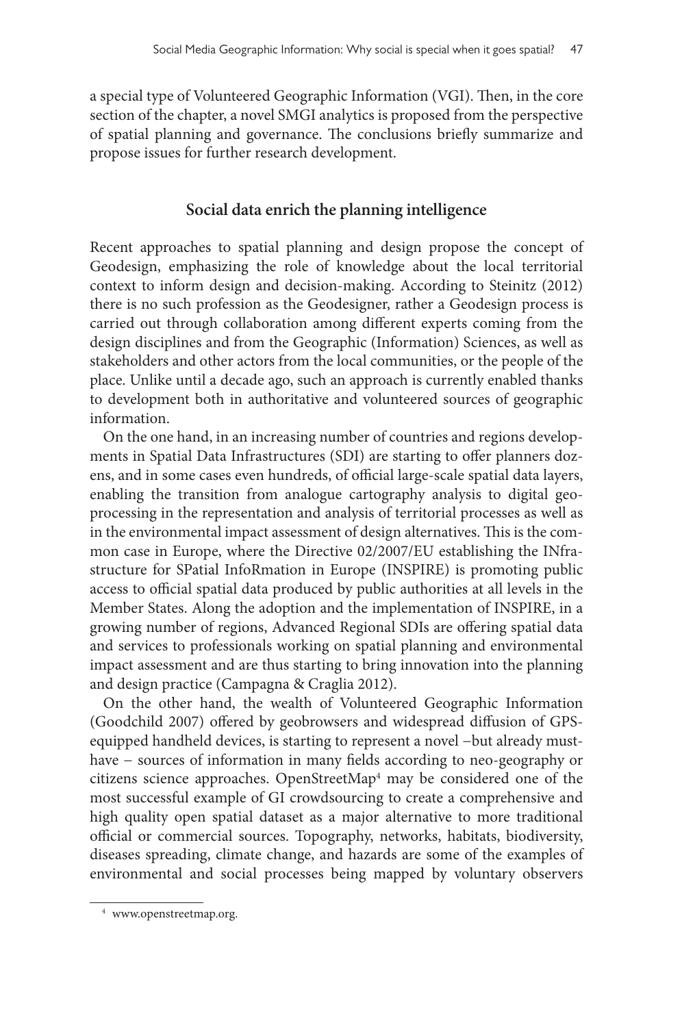a special type of Volunteered Geographic Information (VGI). Then, in the core section of the chapter, a novel SMGI analytics is proposed from the perspective of spatial planning and governance. The conclusions briefly summarize and propose issues for further research development.

## Social data enrich the planning intelligence

Recent approaches to spatial planning and design propose the concept of Geodesign, emphasizing the role of knowledge about the local territorial context to inform design and decision-making. According to Steinitz (2012) there is no such profession as the Geodesigner, rather a Geodesign process is carried out through collaboration among different experts coming from the design disciplines and from the Geographic (Information) Sciences, as well as stakeholders and other actors from the local communities, or the people of the place. Unlike until a decade ago, such an approach is currently enabled thanks to development both in authoritative and volunteered sources of geographic information.

On the one hand, in an increasing number of countries and regions developments in Spatial Data Infrastructures (SDI) are starting to offer planners dozens, and in some cases even hundreds, of official large-scale spatial data layers, enabling the transition from analogue cartography analysis to digital geoprocessing in the representation and analysis of territorial processes as well as in the environmental impact assessment of design alternatives. This is the common case in Europe, where the Directive 02/2007/EU establishing the INfrastructure for SPatial InfoRmation in Europe (INSPIRE) is promoting public access to official spatial data produced by public authorities at all levels in the Member States. Along the adoption and the implementation of INSPIRE, in a growing number of regions, Advanced Regional SDIs are offering spatial data and services to professionals working on spatial planning and environmental impact assessment and are thus starting to bring innovation into the planning and design practice (Campagna & Craglia 2012).

On the other hand, the wealth of Volunteered Geographic Information (Goodchild 2007) offered by geobrowsers and widespread diffusion of GPS-equipped handheld devices, is starting to represent a novel –but already must-have – sources of information in many fields according to neo-geography or citizens science approaches. OpenStreetMap[4] may be considered one of the most successful example of GI crowdsourcing to create a comprehensive and high quality open spatial dataset as a major alternative to more traditional official or commercial sources. Topography, networks, habitats, biodiversity, diseases spreading, climate change, and hazards are some of the examples of environmental and social processes being mapped by voluntary observers

[4] www.openstreetmap.org.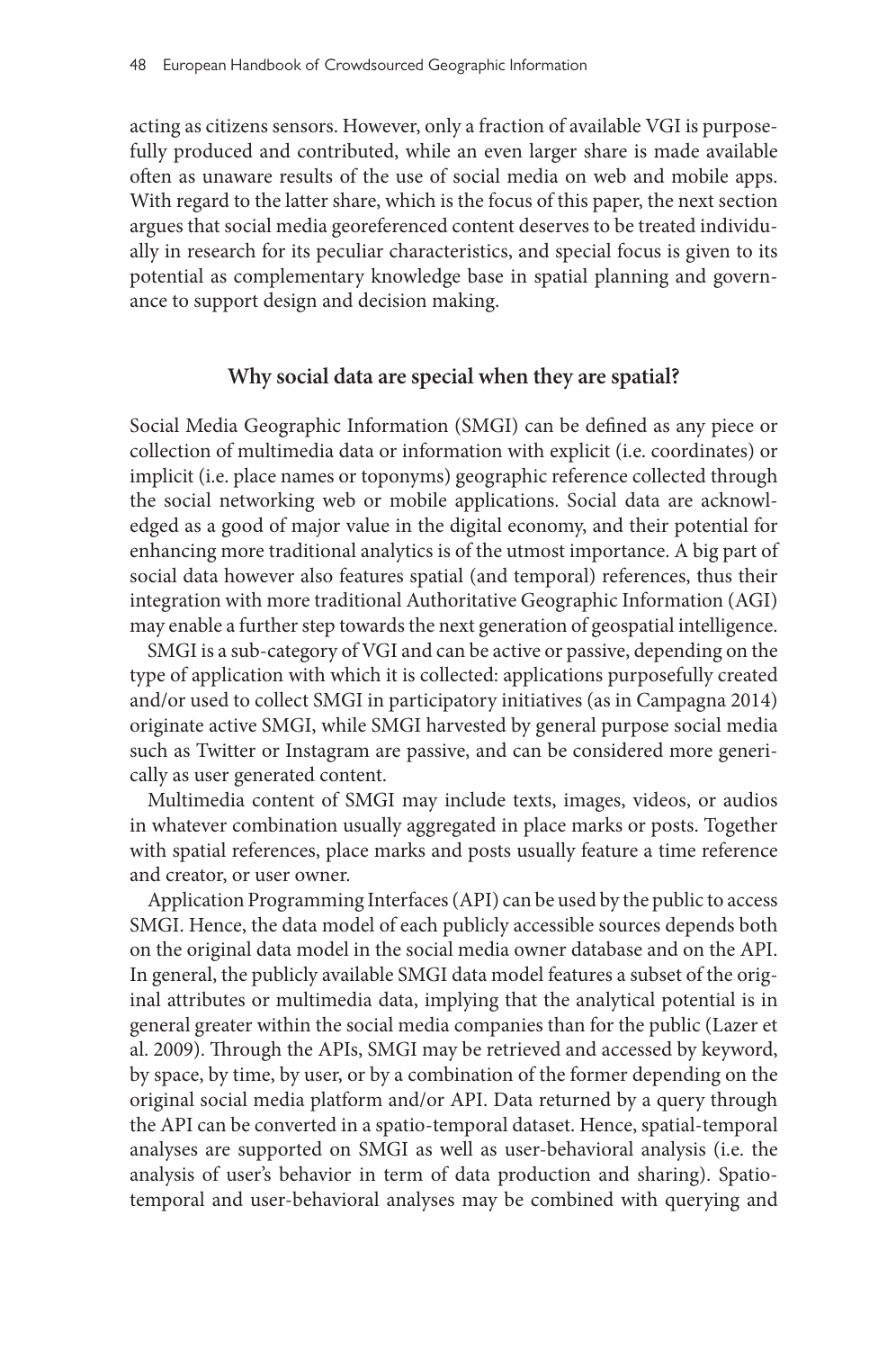acting as citizens sensors. However, only a fraction of available VGI is purposefully produced and contributed, while an even larger share is made available often as unaware results of the use of social media on web and mobile apps. With regard to the latter share, which is the focus of this paper, the next section argues that social media georeferenced content deserves to be treated individually in research for its peculiar characteristics, and special focus is given to its potential as complementary knowledge base in spatial planning and governance to support design and decision making.

## Why social data are special when they are spatial?

Social Media Geographic Information (SMGI) can be defined as any piece or collection of multimedia data or information with explicit (i.e. coordinates) or implicit (i.e. place names or toponyms) geographic reference collected through the social networking web or mobile applications. Social data are acknowledged as a good of major value in the digital economy, and their potential for enhancing more traditional analytics is of the utmost importance. A big part of social data however also features spatial (and temporal) references, thus their integration with more traditional Authoritative Geographic Information (AGI) may enable a further step towards the next generation of geospatial intelligence.

SMGI is a sub-category of VGI and can be active or passive, depending on the type of application with which it is collected: applications purposefully created and/or used to collect SMGI in participatory initiatives (as in Campagna 2014) originate active SMGI, while SMGI harvested by general purpose social media such as Twitter or Instagram are passive, and can be considered more generically as user generated content.

Multimedia content of SMGI may include texts, images, videos, or audios in whatever combination usually aggregated in place marks or posts. Together with spatial references, place marks and posts usually feature a time reference and creator, or user owner.

Application Programming Interfaces (API) can be used by the public to access SMGI. Hence, the data model of each publicly accessible sources depends both on the original data model in the social media owner database and on the API. In general, the publicly available SMGI data model features a subset of the original attributes or multimedia data, implying that the analytical potential is in general greater within the social media companies than for the public (Lazer et al. 2009). Through the APIs, SMGI may be retrieved and accessed by keyword, by space, by time, by user, or by a combination of the former depending on the original social media platform and/or API. Data returned by a query through the API can be converted in a spatio-temporal dataset. Hence, spatial-temporal analyses are supported on SMGI as well as user-behavioral analysis (i.e. the analysis of user's behavior in term of data production and sharing). Spatio-temporal and user-behavioral analyses may be combined with querying and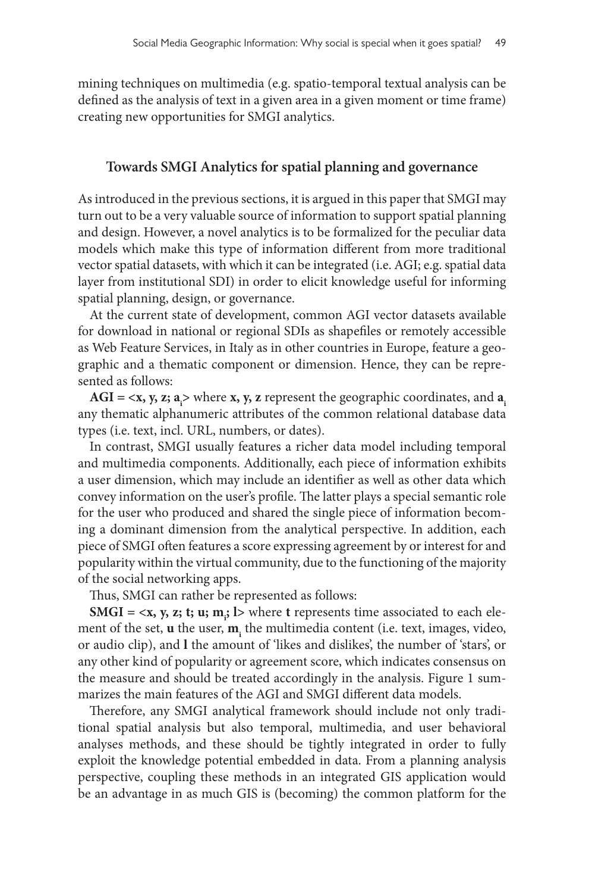mining techniques on multimedia (e.g. spatio-temporal textual analysis can be defined as the analysis of text in a given area in a given moment or time frame) creating new opportunities for SMGI analytics.

## Towards SMGI Analytics for spatial planning and governance

As introduced in the previous sections, it is argued in this paper that SMGI may turn out to be a very valuable source of information to support spatial planning and design. However, a novel analytics is to be formalized for the peculiar data models which make this type of information different from more traditional vector spatial datasets, with which it can be integrated (i.e. AGI; e.g. spatial data layer from institutional SDI) in order to elicit knowledge useful for informing spatial planning, design, or governance.

At the current state of development, common AGI vector datasets available for download in national or regional SDIs as shapefiles or remotely accessible as Web Feature Services, in Italy as in other countries in Europe, feature a geographic and a thematic component or dimension. Hence, they can be represented as follows:

**AGI = <x, y, z; $\mathbf{a_i}$>** where **x, y, z** represent the geographic coordinates, and $\mathbf{a_i}$ any thematic alphanumeric attributes of the common relational database data types (i.e. text, incl. URL, numbers, or dates).

In contrast, SMGI usually features a richer data model including temporal and multimedia components. Additionally, each piece of information exhibits a user dimension, which may include an identifier as well as other data which convey information on the user's profile. The latter plays a special semantic role for the user who produced and shared the single piece of information becoming a dominant dimension from the analytical perspective. In addition, each piece of SMGI often features a score expressing agreement by or interest for and popularity within the virtual community, due to the functioning of the majority of the social networking apps.

Thus, SMGI can rather be represented as follows:

**SMGI = <x, y, z; t; u; $\mathbf{m_i}$; l>** where **t** represents time associated to each element of the set, **u** the user, $\mathbf{m_i}$ the multimedia content (i.e. text, images, video, or audio clip), and **l** the amount of 'likes and dislikes', the number of 'stars', or any other kind of popularity or agreement score, which indicates consensus on the measure and should be treated accordingly in the analysis. Figure 1 summarizes the main features of the AGI and SMGI different data models.

Therefore, any SMGI analytical framework should include not only traditional spatial analysis but also temporal, multimedia, and user behavioral analyses methods, and these should be tightly integrated in order to fully exploit the knowledge potential embedded in data. From a planning analysis perspective, coupling these methods in an integrated GIS application would be an advantage in as much GIS is (becoming) the common platform for the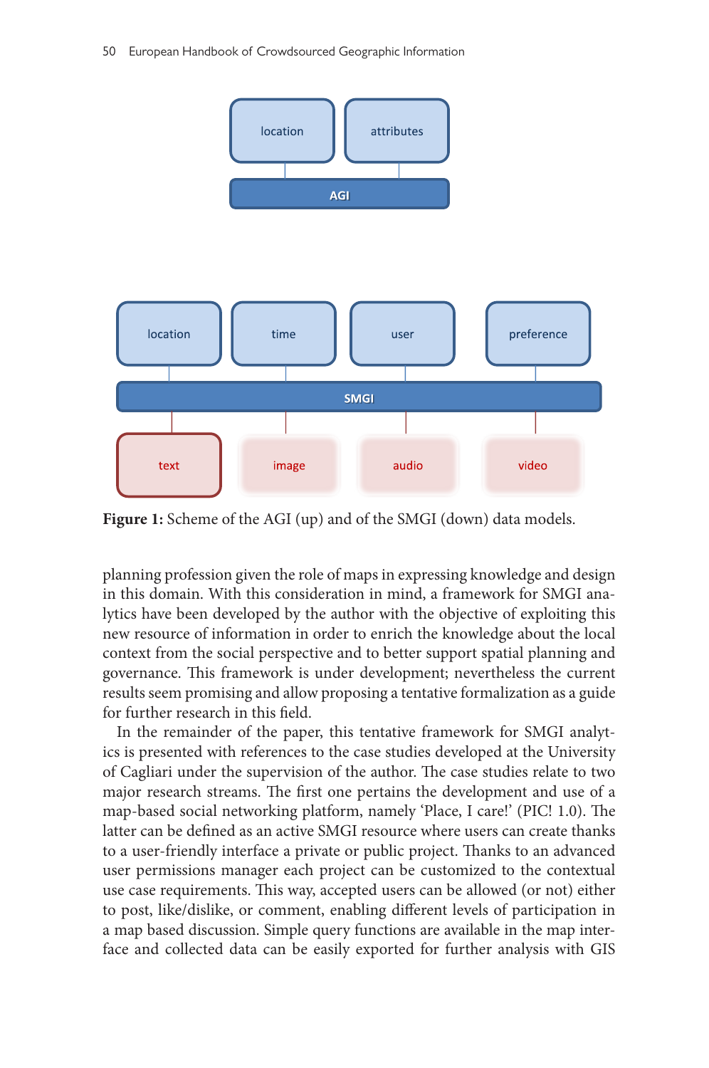location | attributes

AGI

location | time | user | preference

SMGI

text | image | audio | video

**Figure 1:** Scheme of the AGI (up) and of the SMGI (down) data models.

planning profession given the role of maps in expressing knowledge and design in this domain. With this consideration in mind, a framework for SMGI analytics have been developed by the author with the objective of exploiting this new resource of information in order to enrich the knowledge about the local context from the social perspective and to better support spatial planning and governance. This framework is under development; nevertheless the current results seem promising and allow proposing a tentative formalization as a guide for further research in this field.

In the remainder of the paper, this tentative framework for SMGI analytics is presented with references to the case studies developed at the University of Cagliari under the supervision of the author. The case studies relate to two major research streams. The first one pertains the development and use of a map-based social networking platform, namely 'Place, I care!' (PIC! 1.0). The latter can be defined as an active SMGI resource where users can create thanks to a user-friendly interface a private or public project. Thanks to an advanced user permissions manager each project can be customized to the contextual use case requirements. This way, accepted users can be allowed (or not) either to post, like/dislike, or comment, enabling different levels of participation in a map based discussion. Simple query functions are available in the map interface and collected data can be easily exported for further analysis with GIS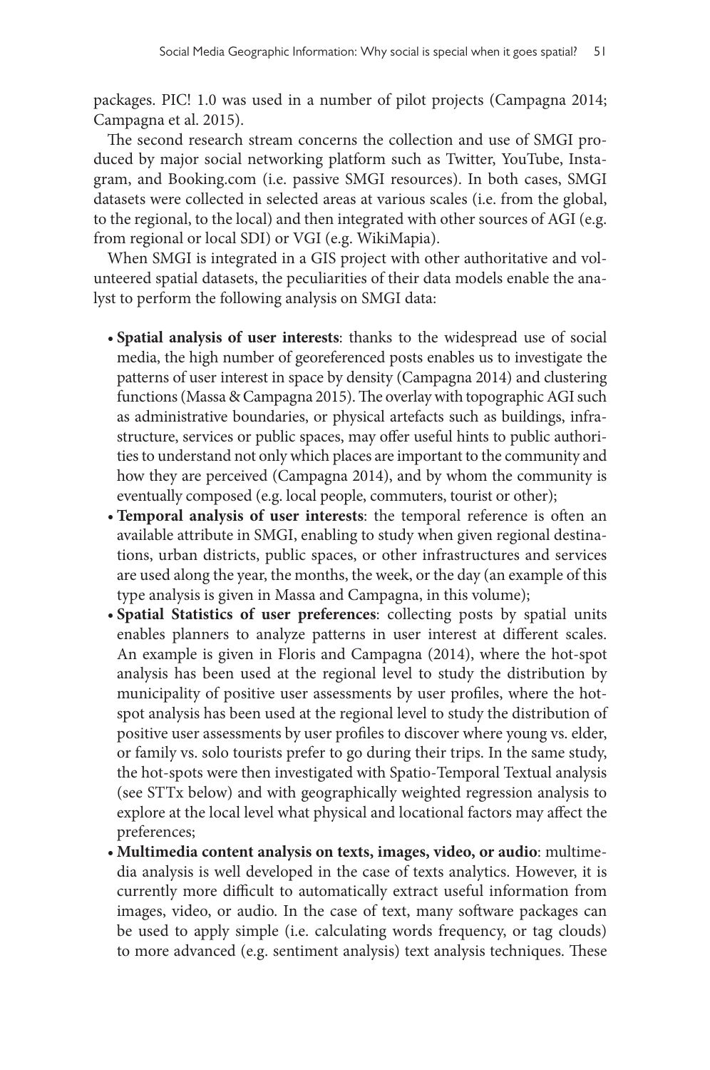packages. PIC! 1.0 was used in a number of pilot projects (Campagna 2014; Campagna et al. 2015).

The second research stream concerns the collection and use of SMGI produced by major social networking platform such as Twitter, YouTube, Instagram, and Booking.com (i.e. passive SMGI resources). In both cases, SMGI datasets were collected in selected areas at various scales (i.e. from the global, to the regional, to the local) and then integrated with other sources of AGI (e.g. from regional or local SDI) or VGI (e.g. WikiMapia).

When SMGI is integrated in a GIS project with other authoritative and volunteered spatial datasets, the peculiarities of their data models enable the analyst to perform the following analysis on SMGI data:

- **Spatial analysis of user interests**: thanks to the widespread use of social media, the high number of georeferenced posts enables us to investigate the patterns of user interest in space by density (Campagna 2014) and clustering functions (Massa & Campagna 2015). The overlay with topographic AGI such as administrative boundaries, or physical artefacts such as buildings, infrastructure, services or public spaces, may offer useful hints to public authorities to understand not only which places are important to the community and how they are perceived (Campagna 2014), and by whom the community is eventually composed (e.g. local people, commuters, tourist or other);
- **Temporal analysis of user interests**: the temporal reference is often an available attribute in SMGI, enabling to study when given regional destinations, urban districts, public spaces, or other infrastructures and services are used along the year, the months, the week, or the day (an example of this type analysis is given in Massa and Campagna, in this volume);
- **Spatial Statistics of user preferences**: collecting posts by spatial units enables planners to analyze patterns in user interest at different scales. An example is given in Floris and Campagna (2014), where the hot-spot analysis has been used at the regional level to study the distribution by municipality of positive user assessments by user profiles, where the hot-spot analysis has been used at the regional level to study the distribution of positive user assessments by user profiles to discover where young vs. elder, or family vs. solo tourists prefer to go during their trips. In the same study, the hot-spots were then investigated with Spatio-Temporal Textual analysis (see STTx below) and with geographically weighted regression analysis to explore at the local level what physical and locational factors may affect the preferences;
- **Multimedia content analysis on texts, images, video, or audio**: multimedia analysis is well developed in the case of texts analytics. However, it is currently more difficult to automatically extract useful information from images, video, or audio. In the case of text, many software packages can be used to apply simple (i.e. calculating words frequency, or tag clouds) to more advanced (e.g. sentiment analysis) text analysis techniques. These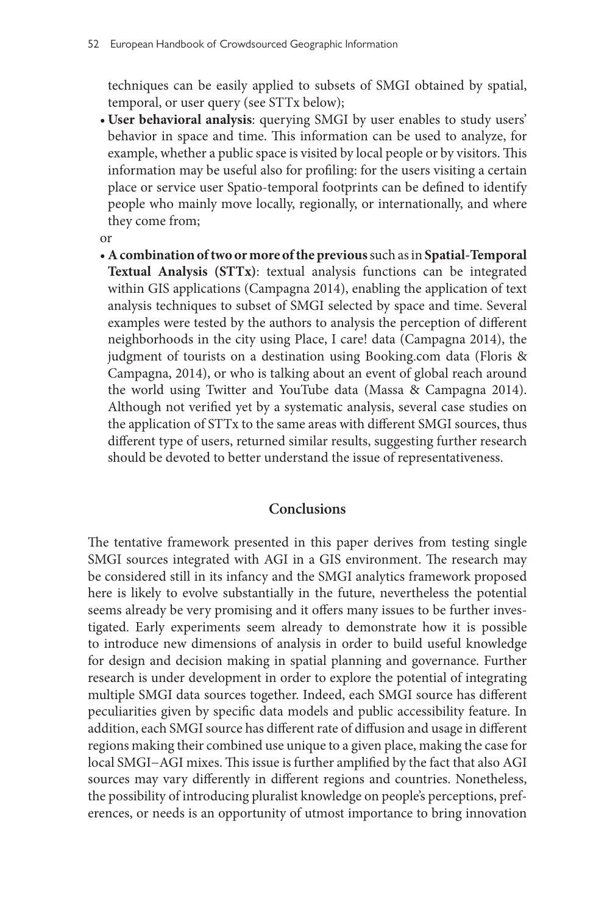techniques can be easily applied to subsets of SMGI obtained by spatial, temporal, or user query (see STTx below);

- **User behavioral analysis**: querying SMGI by user enables to study users' behavior in space and time. This information can be used to analyze, for example, whether a public space is visited by local people or by visitors. This information may be useful also for profiling: for the users visiting a certain place or service user Spatio-temporal footprints can be defined to identify people who mainly move locally, regionally, or internationally, and where they come from;

or

- **A combination of two or more of the previous** such as in **Spatial-Temporal Textual Analysis (STTx)**: textual analysis functions can be integrated within GIS applications (Campagna 2014), enabling the application of text analysis techniques to subset of SMGI selected by space and time. Several examples were tested by the authors to analysis the perception of different neighborhoods in the city using Place, I care! data (Campagna 2014), the judgment of tourists on a destination using Booking.com data (Floris & Campagna, 2014), or who is talking about an event of global reach around the world using Twitter and YouTube data (Massa & Campagna 2014). Although not verified yet by a systematic analysis, several case studies on the application of STTx to the same areas with different SMGI sources, thus different type of users, returned similar results, suggesting further research should be devoted to better understand the issue of representativeness.

## Conclusions

The tentative framework presented in this paper derives from testing single SMGI sources integrated with AGI in a GIS environment. The research may be considered still in its infancy and the SMGI analytics framework proposed here is likely to evolve substantially in the future, nevertheless the potential seems already be very promising and it offers many issues to be further investigated. Early experiments seem already to demonstrate how it is possible to introduce new dimensions of analysis in order to build useful knowledge for design and decision making in spatial planning and governance. Further research is under development in order to explore the potential of integrating multiple SMGI data sources together. Indeed, each SMGI source has different peculiarities given by specific data models and public accessibility feature. In addition, each SMGI source has different rate of diffusion and usage in different regions making their combined use unique to a given place, making the case for local SMGI–AGI mixes. This issue is further amplified by the fact that also AGI sources may vary differently in different regions and countries. Nonetheless, the possibility of introducing pluralist knowledge on people's perceptions, preferences, or needs is an opportunity of utmost importance to bring innovation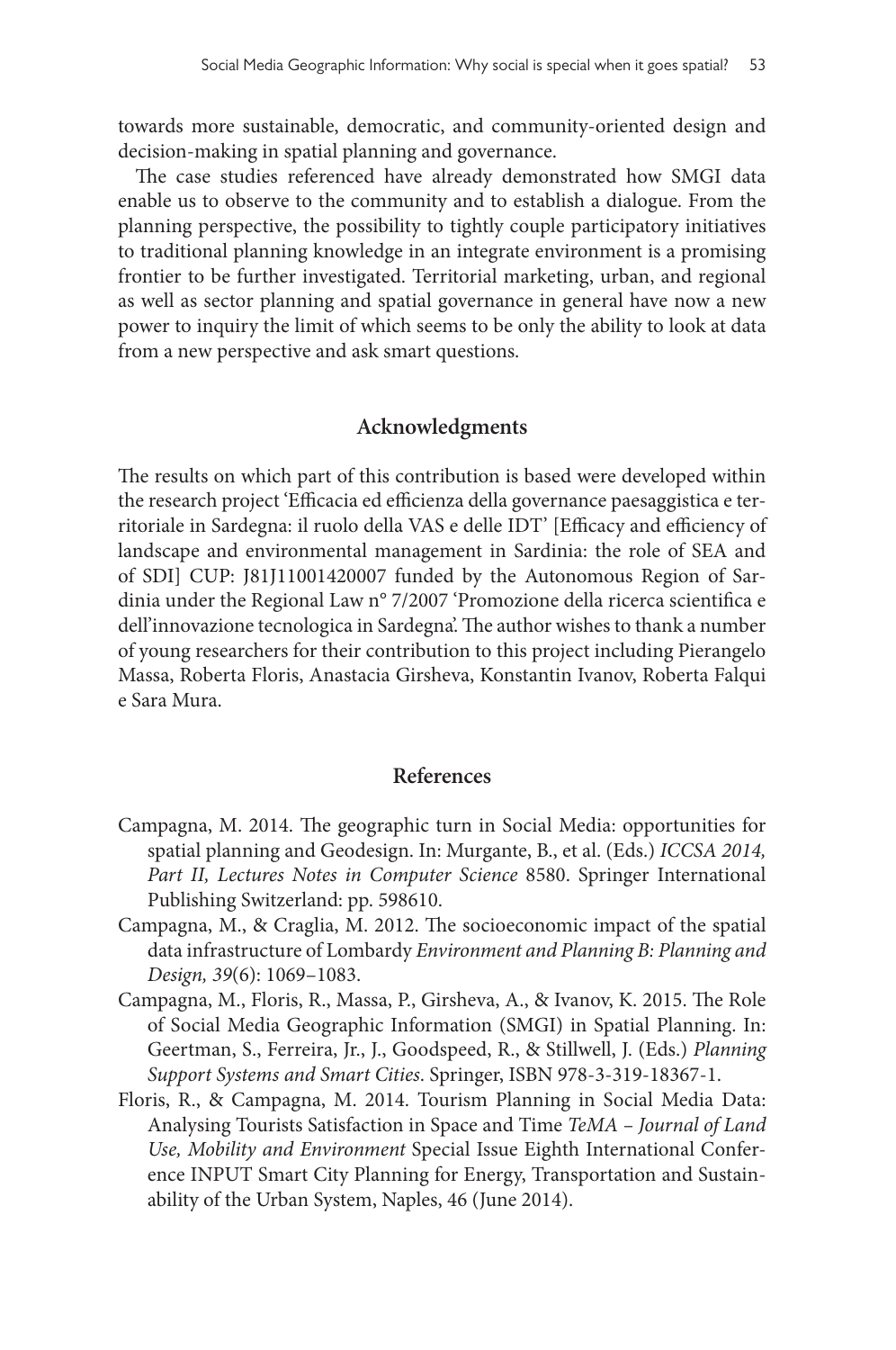towards more sustainable, democratic, and community-oriented design and decision-making in spatial planning and governance.

The case studies referenced have already demonstrated how SMGI data enable us to observe to the community and to establish a dialogue. From the planning perspective, the possibility to tightly couple participatory initiatives to traditional planning knowledge in an integrate environment is a promising frontier to be further investigated. Territorial marketing, urban, and regional as well as sector planning and spatial governance in general have now a new power to inquiry the limit of which seems to be only the ability to look at data from a new perspective and ask smart questions.

## Acknowledgments

The results on which part of this contribution is based were developed within the research project 'Efficacia ed efficienza della governance paesaggistica e territoriale in Sardegna: il ruolo della VAS e delle IDT' [Efficacy and efficiency of landscape and environmental management in Sardinia: the role of SEA and of SDI] CUP: J81J11001420007 funded by the Autonomous Region of Sardinia under the Regional Law n° 7/2007 'Promozione della ricerca scientifica e dell'innovazione tecnologica in Sardegna'. The author wishes to thank a number of young researchers for their contribution to this project including Pierangelo Massa, Roberta Floris, Anastacia Girsheva, Konstantin Ivanov, Roberta Falqui e Sara Mura.

## References

Campagna, M. 2014. The geographic turn in Social Media: opportunities for spatial planning and Geodesign. In: Murgante, B., et al. (Eds.) *ICCSA 2014, Part II, Lectures Notes in Computer Science* 8580. Springer International Publishing Switzerland: pp. 598610.

Campagna, M., & Craglia, M. 2012. The socioeconomic impact of the spatial data infrastructure of Lombardy *Environment and Planning B: Planning and Design, 39*(6): 1069–1083.

Campagna, M., Floris, R., Massa, P., Girsheva, A., & Ivanov, K. 2015. The Role of Social Media Geographic Information (SMGI) in Spatial Planning. In: Geertman, S., Ferreira, Jr., J., Goodspeed, R., & Stillwell, J. (Eds.) *Planning Support Systems and Smart Cities*. Springer, ISBN 978-3-319-18367-1.

Floris, R., & Campagna, M. 2014. Tourism Planning in Social Media Data: Analysing Tourists Satisfaction in Space and Time *TeMA – Journal of Land Use, Mobility and Environment* Special Issue Eighth International Conference INPUT Smart City Planning for Energy, Transportation and Sustainability of the Urban System, Naples, 46 (June 2014).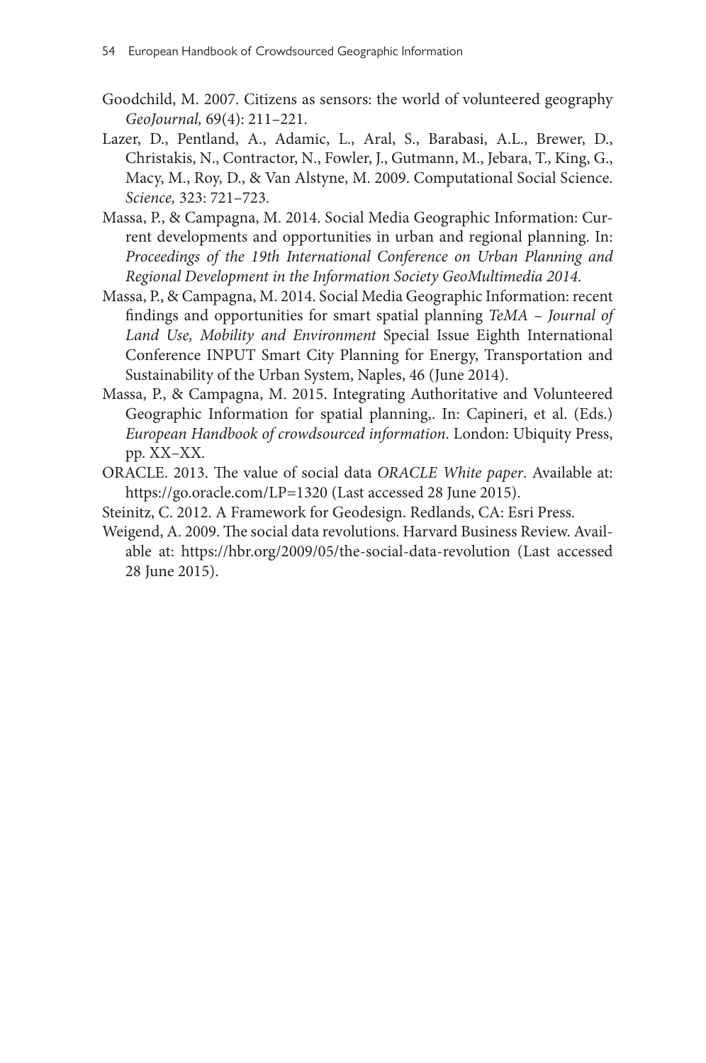Goodchild, M. 2007. Citizens as sensors: the world of volunteered geography *GeoJournal,* 69(4): 211–221.

Lazer, D., Pentland, A., Adamic, L., Aral, S., Barabasi, A.L., Brewer, D., Christakis, N., Contractor, N., Fowler, J., Gutmann, M., Jebara, T., King, G., Macy, M., Roy, D., & Van Alstyne, M. 2009. Computational Social Science. *Science,* 323: 721–723.

Massa, P., & Campagna, M. 2014. Social Media Geographic Information: Current developments and opportunities in urban and regional planning. In: *Proceedings of the 19th International Conference on Urban Planning and Regional Development in the Information Society GeoMultimedia 2014*.

Massa, P., & Campagna, M. 2014. Social Media Geographic Information: recent findings and opportunities for smart spatial planning *TeMA – Journal of Land Use, Mobility and Environment* Special Issue Eighth International Conference INPUT Smart City Planning for Energy, Transportation and Sustainability of the Urban System, Naples, 46 (June 2014).

Massa, P., & Campagna, M. 2015. Integrating Authoritative and Volunteered Geographic Information for spatial planning,. In: Capineri, et al. (Eds.) *European Handbook of crowdsourced information*. London: Ubiquity Press, pp. XX–XX.

ORACLE. 2013. The value of social data *ORACLE White paper*. Available at: https://go.oracle.com/LP=1320 (Last accessed 28 June 2015).

Steinitz, C. 2012. A Framework for Geodesign. Redlands, CA: Esri Press.

Weigend, A. 2009. The social data revolutions. Harvard Business Review. Available at: https://hbr.org/2009/05/the-social-data-revolution (Last accessed 28 June 2015).